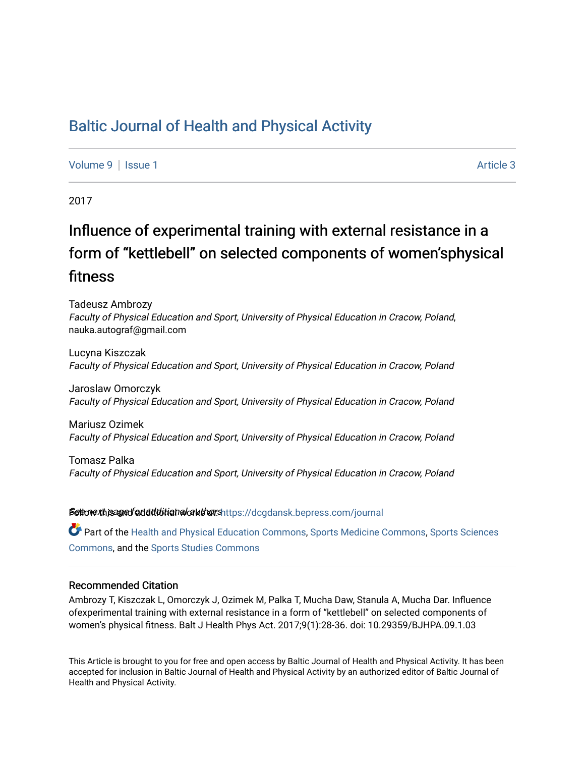# Baltic Journal of Health and Physical Activity

Volume 9 | Issue 1 Article 3

2017

## Influence of experimental training with external resistance in a form of “kettlebell” on selected components of women’sphysical fitness

Tadeusz Ambrozy
*Faculty of Physical Education and Sport, University of Physical Education in Cracow, Poland*, nauka.autograf@gmail.com

Lucyna Kiszczak
*Faculty of Physical Education and Sport, University of Physical Education in Cracow, Poland*

Jaroslaw Omorczyk
*Faculty of Physical Education and Sport, University of Physical Education in Cracow, Poland*

Mariusz Ozimek
*Faculty of Physical Education and Sport, University of Physical Education in Cracow, Poland*

Tomasz Palka
*Faculty of Physical Education and Sport, University of Physical Education in Cracow, Poland*

See next page for additional authors

Follow this and additional works at: https://dcgdansk.bepress.com/journal

Part of the Health and Physical Education Commons, Sports Medicine Commons, Sports Sciences Commons, and the Sports Studies Commons

### Recommended Citation

Ambrozy T, Kiszczak L, Omorczyk J, Ozimek M, Palka T, Mucha Daw, Stanula A, Mucha Dar. Influence ofexperimental training with external resistance in a form of “kettlebell” on selected components of women’s physical fitness. Balt J Health Phys Act. 2017;9(1):28-36. doi: 10.29359/BJHPA.09.1.03

This Article is brought to you for free and open access by Baltic Journal of Health and Physical Activity. It has been accepted for inclusion in Baltic Journal of Health and Physical Activity by an authorized editor of Baltic Journal of Health and Physical Activity.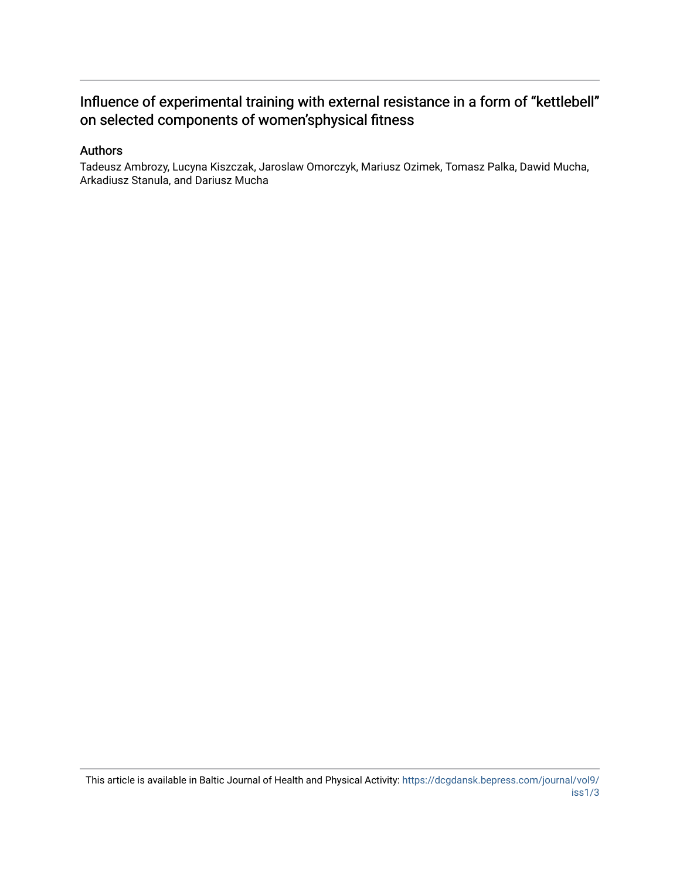# Influence of experimental training with external resistance in a form of "kettlebell" on selected components of women'sphysical fitness

## Authors

Tadeusz Ambrozy, Lucyna Kiszczak, Jaroslaw Omorczyk, Mariusz Ozimek, Tomasz Palka, Dawid Mucha, Arkadiusz Stanula, and Dariusz Mucha

This article is available in Baltic Journal of Health and Physical Activity: https://dcgdansk.bepress.com/journal/vol9/iss1/3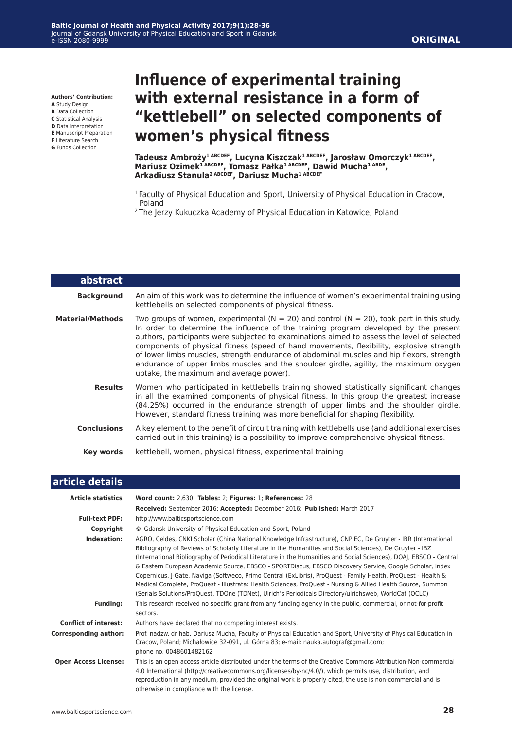**Authors' Contribution:**
**A** Study Design
**B** Data Collection
**C** Statistical Analysis
**D** Data Interpretation
**E** Manuscript Preparation
**F** Literature Search
**G** Funds Collection

ORIGINAL

# Influence of experimental training with external resistance in a form of "kettlebell" on selected components of women's physical fitness

**Tadeusz Ambroży[1 ABCDEF], Lucyna Kiszczak[1 ABCDEF], Jarosław Omorczyk[1 ABCDEF], Mariusz Ozimek[1 ABCDEF], Tomasz Pałka[1 ABCDEF], Dawid Mucha[1 ABDE], Arkadiusz Stanula[2 ABCDEF], Dariusz Mucha[1 ABCDEF]**

[1] Faculty of Physical Education and Sport, University of Physical Education in Cracow, Poland
[2] The Jerzy Kukuczka Academy of Physical Education in Katowice, Poland

## abstract

**Background**
An aim of this work was to determine the influence of women's experimental training using kettlebells on selected components of physical fitness.

**Material/Methods**
Two groups of women, experimental (N = 20) and control (N = 20), took part in this study. In order to determine the influence of the training program developed by the present authors, participants were subjected to examinations aimed to assess the level of selected components of physical fitness (speed of hand movements, flexibility, explosive strength of lower limbs muscles, strength endurance of abdominal muscles and hip flexors, strength endurance of upper limbs muscles and the shoulder girdle, agility, the maximum oxygen uptake, the maximum and average power).

**Results**
Women who participated in kettlebells training showed statistically significant changes in all the examined components of physical fitness. In this group the greatest increase (84.25%) occurred in the endurance strength of upper limbs and the shoulder girdle. However, standard fitness training was more beneficial for shaping flexibility.

**Conclusions**
A key element to the benefit of circuit training with kettlebells use (and additional exercises carried out in this training) is a possibility to improve comprehensive physical fitness.

**Key words**
kettlebell, women, physical fitness, experimental training

## article details

**Article statistics**
**Word count:** 2,630; **Tables:** 2; **Figures:** 1; **References:** 28
**Received:** September 2016; **Accepted:** December 2016; **Published:** March 2017

**Full-text PDF:** http://www.balticsportscience.com

**Copyright** © Gdansk University of Physical Education and Sport, Poland

**Indexation:** AGRO, Celdes, CNKI Scholar (China National Knowledge Infrastructure), CNPIEC, De Gruyter - IBR (International Bibliography of Reviews of Scholarly Literature in the Humanities and Social Sciences), De Gruyter - IBZ (International Bibliography of Periodical Literature in the Humanities and Social Sciences), DOAJ, EBSCO - Central & Eastern European Academic Source, EBSCO - SPORTDiscus, EBSCO Discovery Service, Google Scholar, Index Copernicus, J-Gate, Naviga (Softweco, Primo Central (ExLibris), ProQuest - Family Health, ProQuest - Health & Medical Complete, ProQuest - Illustrata: Health Sciences, ProQuest - Nursing & Allied Health Source, Summon (Serials Solutions/ProQuest, TDOne (TDNet), Ulrich's Periodicals Directory/ulrichsweb, WorldCat (OCLC)

**Funding:** This research received no specific grant from any funding agency in the public, commercial, or not-for-profit sectors.

**Conflict of interest:** Authors have declared that no competing interest exists.

**Corresponding author:** Prof. nadzw. dr hab. Dariusz Mucha, Faculty of Physical Education and Sport, University of Physical Education in Cracow, Poland; Michałowice 32-091, ul. Górna 83; e-mail: nauka.autograf@gmail.com; phone no. 0048601482162

**Open Access License:** This is an open access article distributed under the terms of the Creative Commons Attribution-Non-commercial 4.0 International (http://creativecommons.org/licenses/by-nc/4.0/), which permits use, distribution, and reproduction in any medium, provided the original work is properly cited, the use is non-commercial and is otherwise in compliance with the license.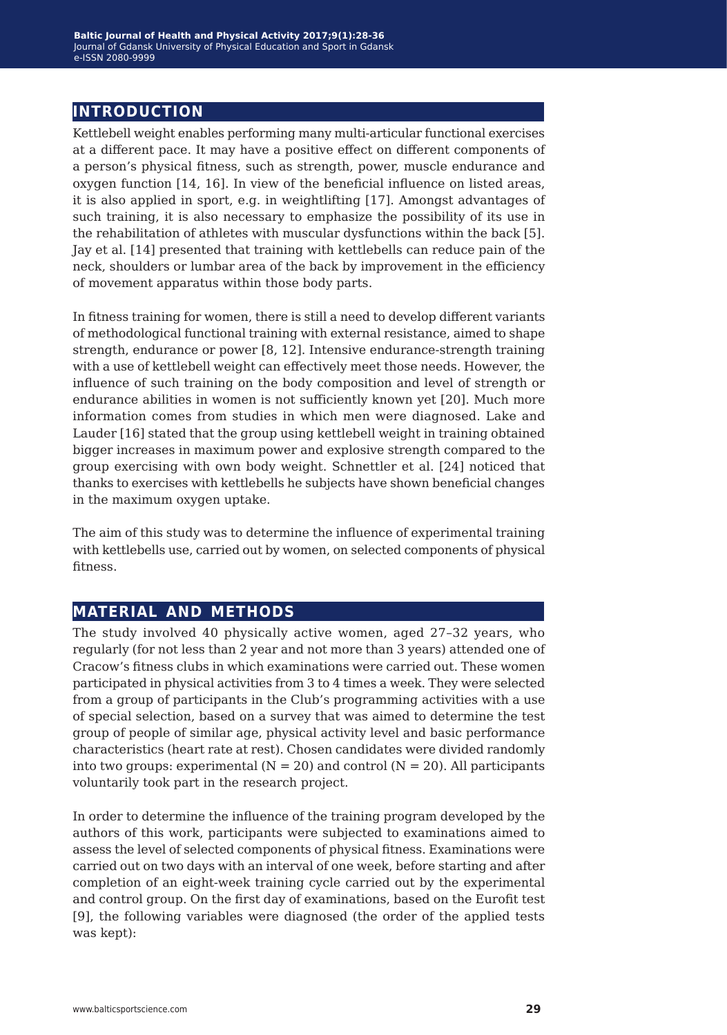## INTRODUCTION

Kettlebell weight enables performing many multi-articular functional exercises at a different pace. It may have a positive effect on different components of a person's physical fitness, such as strength, power, muscle endurance and oxygen function [14, 16]. In view of the beneficial influence on listed areas, it is also applied in sport, e.g. in weightlifting [17]. Amongst advantages of such training, it is also necessary to emphasize the possibility of its use in the rehabilitation of athletes with muscular dysfunctions within the back [5]. Jay et al. [14] presented that training with kettlebells can reduce pain of the neck, shoulders or lumbar area of the back by improvement in the efficiency of movement apparatus within those body parts.

In fitness training for women, there is still a need to develop different variants of methodological functional training with external resistance, aimed to shape strength, endurance or power [8, 12]. Intensive endurance-strength training with a use of kettlebell weight can effectively meet those needs. However, the influence of such training on the body composition and level of strength or endurance abilities in women is not sufficiently known yet [20]. Much more information comes from studies in which men were diagnosed. Lake and Lauder [16] stated that the group using kettlebell weight in training obtained bigger increases in maximum power and explosive strength compared to the group exercising with own body weight. Schnettler et al. [24] noticed that thanks to exercises with kettlebells he subjects have shown beneficial changes in the maximum oxygen uptake.

The aim of this study was to determine the influence of experimental training with kettlebells use, carried out by women, on selected components of physical fitness.

## MATERIAL AND METHODS

The study involved 40 physically active women, aged 27–32 years, who regularly (for not less than 2 year and not more than 3 years) attended one of Cracow's fitness clubs in which examinations were carried out. These women participated in physical activities from 3 to 4 times a week. They were selected from a group of participants in the Club's programming activities with a use of special selection, based on a survey that was aimed to determine the test group of people of similar age, physical activity level and basic performance characteristics (heart rate at rest). Chosen candidates were divided randomly into two groups: experimental (N = 20) and control (N = 20). All participants voluntarily took part in the research project.

In order to determine the influence of the training program developed by the authors of this work, participants were subjected to examinations aimed to assess the level of selected components of physical fitness. Examinations were carried out on two days with an interval of one week, before starting and after completion of an eight-week training cycle carried out by the experimental and control group. On the first day of examinations, based on the Eurofit test [9], the following variables were diagnosed (the order of the applied tests was kept):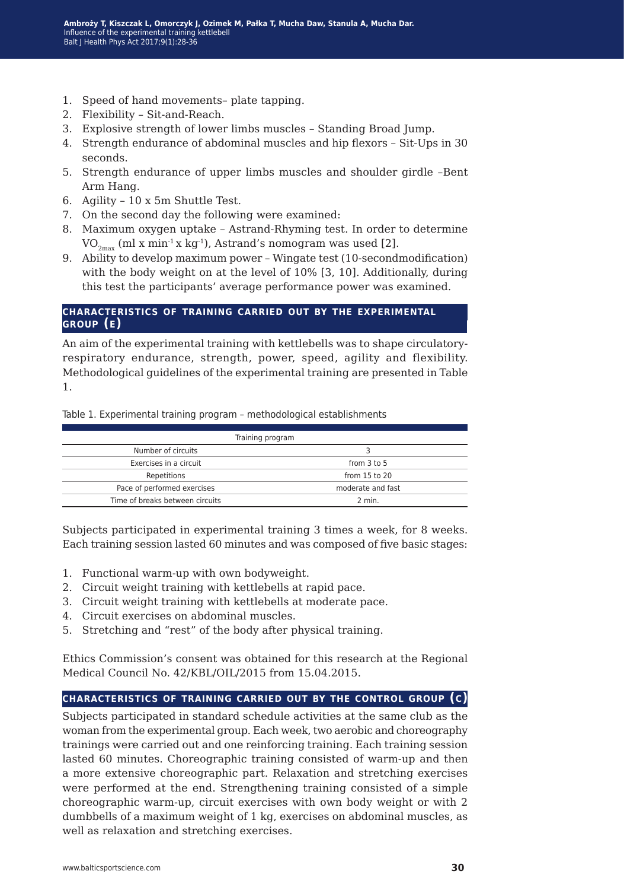1. Speed of hand movements– plate tapping.
2. Flexibility – Sit-and-Reach.
3. Explosive strength of lower limbs muscles – Standing Broad Jump.
4. Strength endurance of abdominal muscles and hip flexors – Sit-Ups in 30 seconds.
5. Strength endurance of upper limbs muscles and shoulder girdle –Bent Arm Hang.
6. Agility – 10 x 5m Shuttle Test.
7. On the second day the following were examined:
8. Maximum oxygen uptake – Astrand-Rhyming test. In order to determine $VO_{2max}$ (ml x $min^{-1}$ x $kg^{-1}$), Astrand's nomogram was used [2].
9. Ability to develop maximum power – Wingate test (10-secondmodification) with the body weight on at the level of 10% [3, 10]. Additionally, during this test the participants' average performance power was examined.

## CHARACTERISTICS OF TRAINING CARRIED OUT BY THE EXPERIMENTAL GROUP (E)

An aim of the experimental training with kettlebells was to shape circulatory-respiratory endurance, strength, power, speed, agility and flexibility. Methodological guidelines of the experimental training are presented in Table 1.

Table 1. Experimental training program – methodological establishments

| Training program | |
|---|---|
| Number of circuits | 3 |
| Exercises in a circuit | from 3 to 5 |
| Repetitions | from 15 to 20 |
| Pace of performed exercises | moderate and fast |
| Time of breaks between circuits | 2 min. |

Subjects participated in experimental training 3 times a week, for 8 weeks. Each training session lasted 60 minutes and was composed of five basic stages:

1. Functional warm-up with own bodyweight.
2. Circuit weight training with kettlebells at rapid pace.
3. Circuit weight training with kettlebells at moderate pace.
4. Circuit exercises on abdominal muscles.
5. Stretching and "rest" of the body after physical training.

Ethics Commission's consent was obtained for this research at the Regional Medical Council No. 42/KBL/OIL/2015 from 15.04.2015.

## CHARACTERISTICS OF TRAINING CARRIED OUT BY THE CONTROL GROUP (C)

Subjects participated in standard schedule activities at the same club as the woman from the experimental group. Each week, two aerobic and choreography trainings were carried out and one reinforcing training. Each training session lasted 60 minutes. Choreographic training consisted of warm-up and then a more extensive choreographic part. Relaxation and stretching exercises were performed at the end. Strengthening training consisted of a simple choreographic warm-up, circuit exercises with own body weight or with 2 dumbbells of a maximum weight of 1 kg, exercises on abdominal muscles, as well as relaxation and stretching exercises.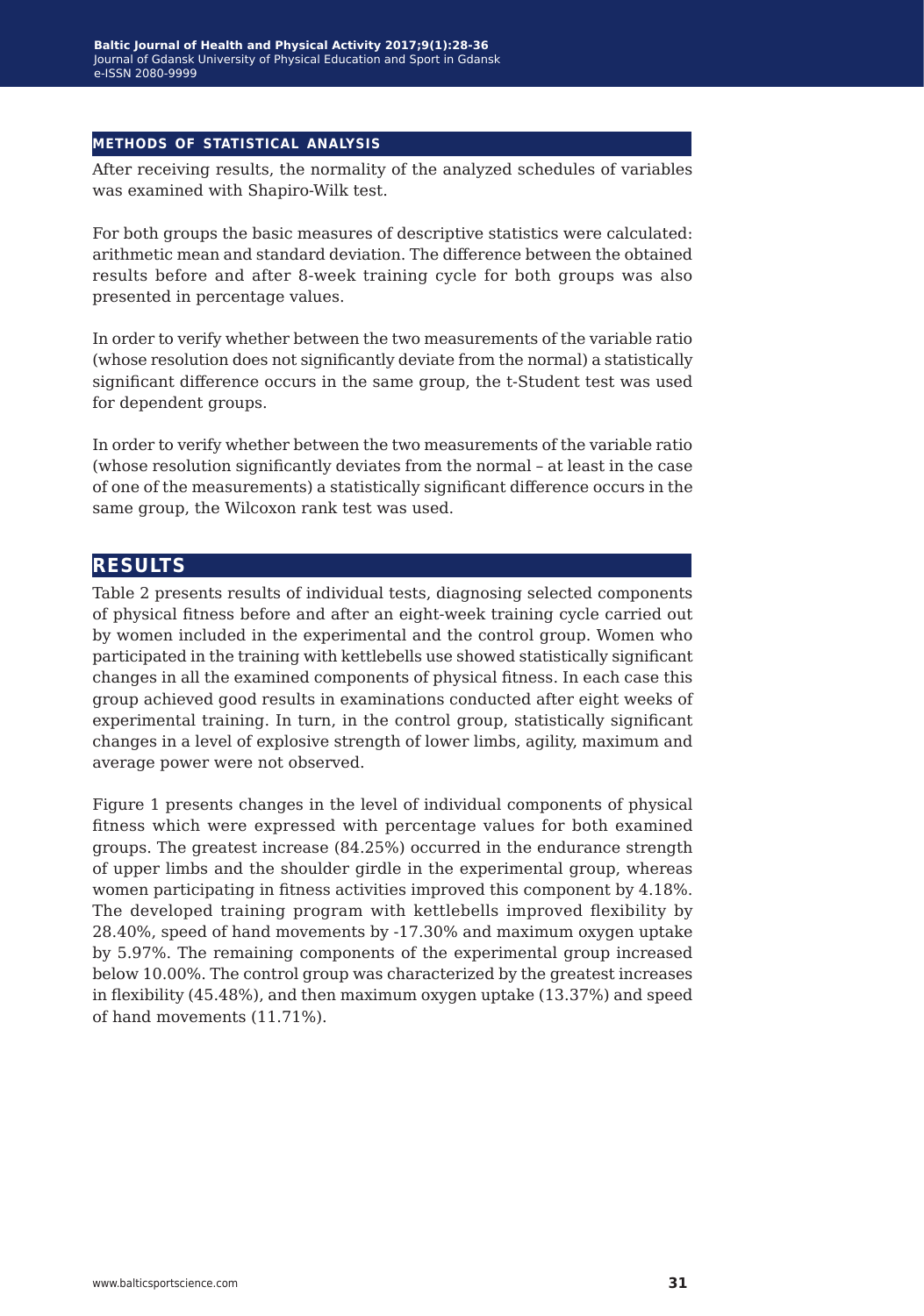### METHODS OF STATISTICAL ANALYSIS

After receiving results, the normality of the analyzed schedules of variables was examined with Shapiro-Wilk test.

For both groups the basic measures of descriptive statistics were calculated: arithmetic mean and standard deviation. The difference between the obtained results before and after 8-week training cycle for both groups was also presented in percentage values.

In order to verify whether between the two measurements of the variable ratio (whose resolution does not significantly deviate from the normal) a statistically significant difference occurs in the same group, the t-Student test was used for dependent groups.

In order to verify whether between the two measurements of the variable ratio (whose resolution significantly deviates from the normal – at least in the case of one of the measurements) a statistically significant difference occurs in the same group, the Wilcoxon rank test was used.

## RESULTS

Table 2 presents results of individual tests, diagnosing selected components of physical fitness before and after an eight-week training cycle carried out by women included in the experimental and the control group. Women who participated in the training with kettlebells use showed statistically significant changes in all the examined components of physical fitness. In each case this group achieved good results in examinations conducted after eight weeks of experimental training. In turn, in the control group, statistically significant changes in a level of explosive strength of lower limbs, agility, maximum and average power were not observed.

Figure 1 presents changes in the level of individual components of physical fitness which were expressed with percentage values for both examined groups. The greatest increase (84.25%) occurred in the endurance strength of upper limbs and the shoulder girdle in the experimental group, whereas women participating in fitness activities improved this component by 4.18%. The developed training program with kettlebells improved flexibility by 28.40%, speed of hand movements by -17.30% and maximum oxygen uptake by 5.97%. The remaining components of the experimental group increased below 10.00%. The control group was characterized by the greatest increases in flexibility (45.48%), and then maximum oxygen uptake (13.37%) and speed of hand movements (11.71%).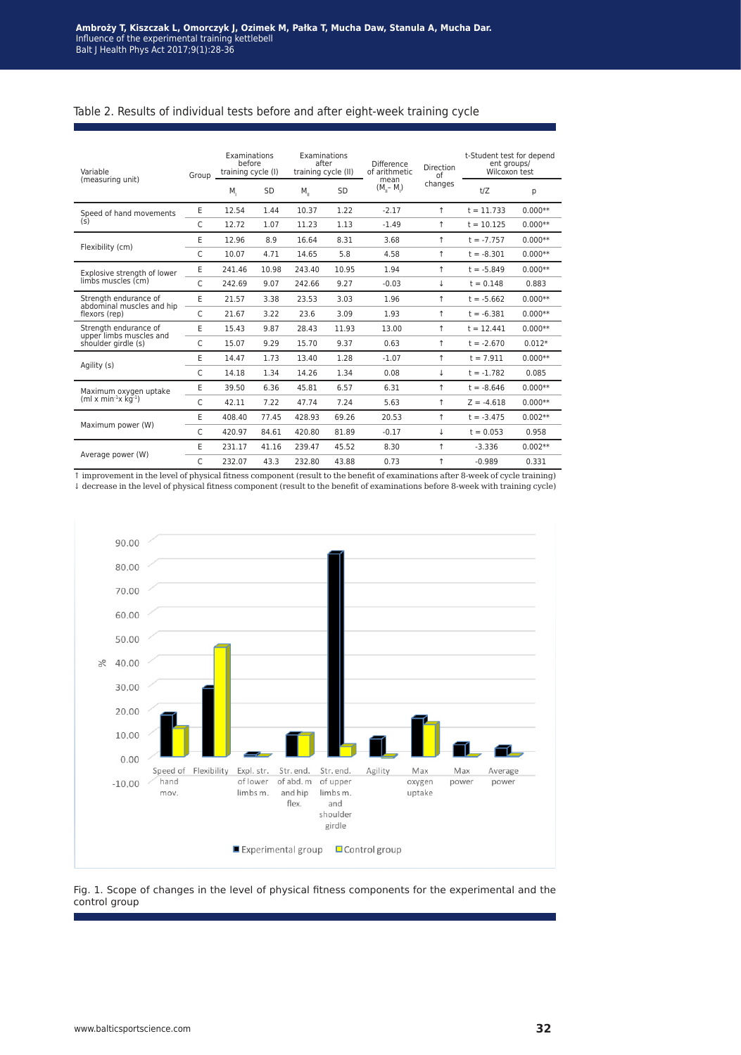Table 2. Results of individual tests before and after eight-week training cycle

| Variable (measuring unit) | Group | Examinations before training cycle (I) | | Examinations after training cycle (II) | | Difference of arithmetic mean ($M_{II}$ – $M_I$) | Direction of changes | t-Student test for dependent groups/ Wilcoxon test | |
|---|---|---|---|---|---|---|---|---|---|
| | | $M_I$ | SD | $M_{II}$ | SD | | | t/Z | p |
| Speed of hand movements (s) | E | 12.54 | 1.44 | 10.37 | 1.22 | -2.17 | ↑ | t = 11.733 | 0.000** |
| | C | 12.72 | 1.07 | 11.23 | 1.13 | -1.49 | ↑ | t = 10.125 | 0.000** |
| Flexibility (cm) | E | 12.96 | 8.9 | 16.64 | 8.31 | 3.68 | ↑ | t = -7.757 | 0.000** |
| | C | 10.07 | 4.71 | 14.65 | 5.8 | 4.58 | ↑ | t = -8.301 | 0.000** |
| Explosive strength of lower limbs muscles (cm) | E | 241.46 | 10.98 | 243.40 | 10.95 | 1.94 | ↑ | t = -5.849 | 0.000** |
| | C | 242.69 | 9.07 | 242.66 | 9.27 | -0.03 | ↓ | t = 0.148 | 0.883 |
| Strength endurance of abdominal muscles and hip flexors (rep) | E | 21.57 | 3.38 | 23.53 | 3.03 | 1.96 | ↑ | t = -5.662 | 0.000** |
| | C | 21.67 | 3.22 | 23.6 | 3.09 | 1.93 | ↑ | t = -6.381 | 0.000** |
| Strength endurance of upper limbs muscles and shoulder girdle (s) | E | 15.43 | 9.87 | 28.43 | 11.93 | 13.00 | ↑ | t = 12.441 | 0.000** |
| | C | 15.07 | 9.29 | 15.70 | 9.37 | 0.63 | ↑ | t = -2.670 | 0.012* |
| Agility (s) | E | 14.47 | 1.73 | 13.40 | 1.28 | -1.07 | ↑ | t = 7.911 | 0.000** |
| | C | 14.18 | 1.34 | 14.26 | 1.34 | 0.08 | ↓ | t = -1.782 | 0.085 |
| Maximum oxygen uptake (ml x min$^{-1}$x kg$^{-1}$) | E | 39.50 | 6.36 | 45.81 | 6.57 | 6.31 | ↑ | t = -8.646 | 0.000** |
| | C | 42.11 | 7.22 | 47.74 | 7.24 | 5.63 | ↑ | Z = -4.618 | 0.000** |
| Maximum power (W) | E | 408.40 | 77.45 | 428.93 | 69.26 | 20.53 | ↑ | t = -3.475 | 0.002** |
| | C | 420.97 | 84.61 | 420.80 | 81.89 | -0.17 | ↓ | t = 0.053 | 0.958 |
| Average power (W) | E | 231.17 | 41.16 | 239.47 | 45.52 | 8.30 | ↑ | -3.336 | 0.002** |
| | C | 232.07 | 43.3 | 232.80 | 43.88 | 0.73 | ↑ | -0.989 | 0.331 |

↑ improvement in the level of physical fitness component (result to the benefit of examinations after 8-week of cycle training)
↓ decrease in the level of physical fitness component (result to the benefit of examinations before 8-week with training cycle)

Fig. 1. Scope of changes in the level of physical fitness components for the experimental and the control group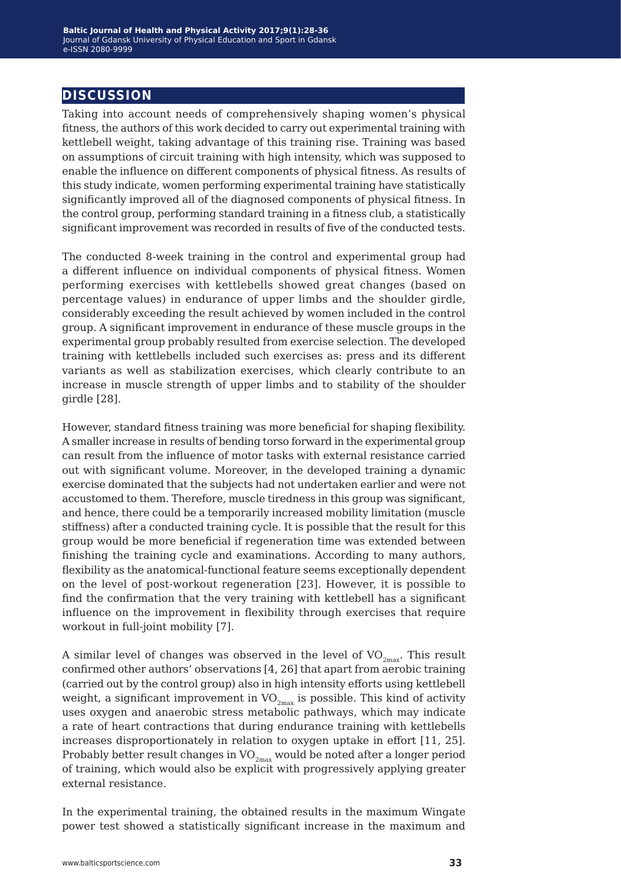## DISCUSSION

Taking into account needs of comprehensively shaping women's physical fitness, the authors of this work decided to carry out experimental training with kettlebell weight, taking advantage of this training rise. Training was based on assumptions of circuit training with high intensity, which was supposed to enable the influence on different components of physical fitness. As results of this study indicate, women performing experimental training have statistically significantly improved all of the diagnosed components of physical fitness. In the control group, performing standard training in a fitness club, a statistically significant improvement was recorded in results of five of the conducted tests.

The conducted 8-week training in the control and experimental group had a different influence on individual components of physical fitness. Women performing exercises with kettlebells showed great changes (based on percentage values) in endurance of upper limbs and the shoulder girdle, considerably exceeding the result achieved by women included in the control group. A significant improvement in endurance of these muscle groups in the experimental group probably resulted from exercise selection. The developed training with kettlebells included such exercises as: press and its different variants as well as stabilization exercises, which clearly contribute to an increase in muscle strength of upper limbs and to stability of the shoulder girdle [28].

However, standard fitness training was more beneficial for shaping flexibility. A smaller increase in results of bending torso forward in the experimental group can result from the influence of motor tasks with external resistance carried out with significant volume. Moreover, in the developed training a dynamic exercise dominated that the subjects had not undertaken earlier and were not accustomed to them. Therefore, muscle tiredness in this group was significant, and hence, there could be a temporarily increased mobility limitation (muscle stiffness) after a conducted training cycle. It is possible that the result for this group would be more beneficial if regeneration time was extended between finishing the training cycle and examinations. According to many authors, flexibility as the anatomical-functional feature seems exceptionally dependent on the level of post-workout regeneration [23]. However, it is possible to find the confirmation that the very training with kettlebell has a significant influence on the improvement in flexibility through exercises that require workout in full-joint mobility [7].

A similar level of changes was observed in the level of $VO_{2max}$. This result confirmed other authors' observations [4, 26] that apart from aerobic training (carried out by the control group) also in high intensity efforts using kettlebell weight, a significant improvement in $VO_{2max}$ is possible. This kind of activity uses oxygen and anaerobic stress metabolic pathways, which may indicate a rate of heart contractions that during endurance training with kettlebells increases disproportionately in relation to oxygen uptake in effort [11, 25]. Probably better result changes in $VO_{2max}$ would be noted after a longer period of training, which would also be explicit with progressively applying greater external resistance.

In the experimental training, the obtained results in the maximum Wingate power test showed a statistically significant increase in the maximum and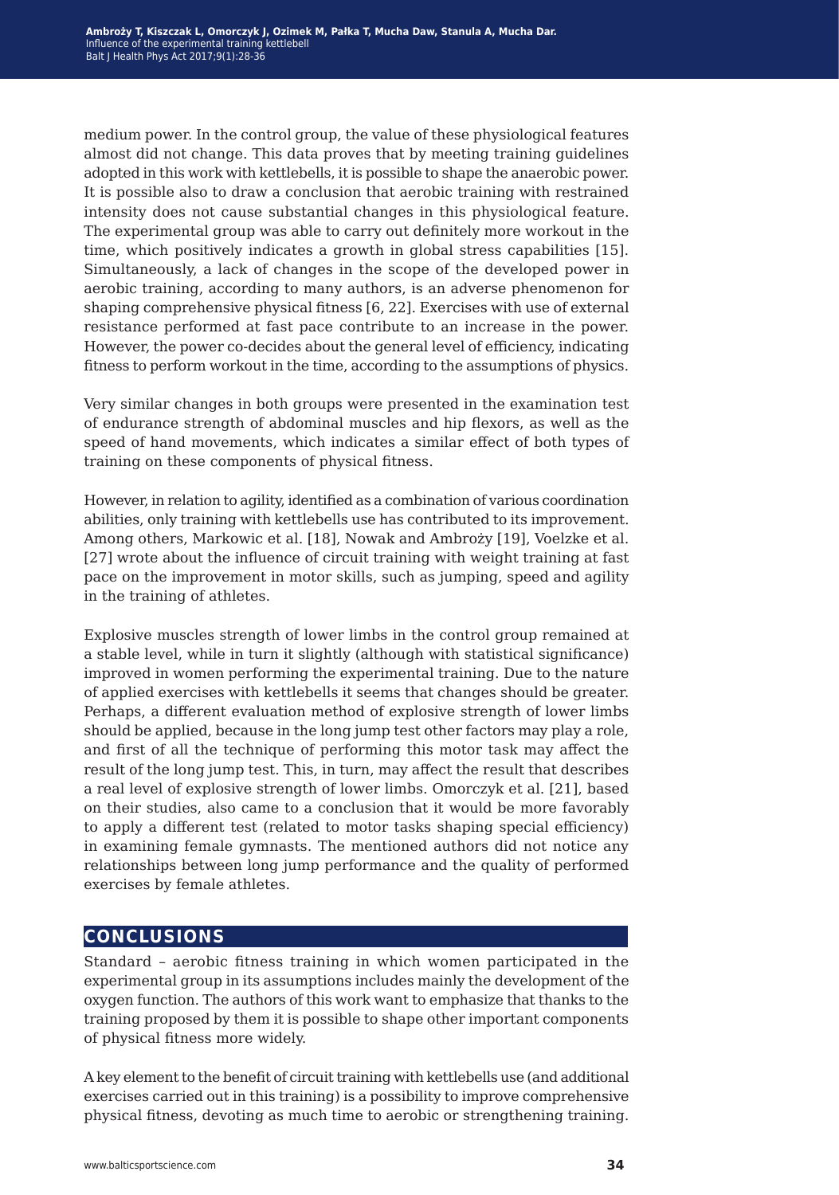medium power. In the control group, the value of these physiological features almost did not change. This data proves that by meeting training guidelines adopted in this work with kettlebells, it is possible to shape the anaerobic power. It is possible also to draw a conclusion that aerobic training with restrained intensity does not cause substantial changes in this physiological feature. The experimental group was able to carry out definitely more workout in the time, which positively indicates a growth in global stress capabilities [15]. Simultaneously, a lack of changes in the scope of the developed power in aerobic training, according to many authors, is an adverse phenomenon for shaping comprehensive physical fitness [6, 22]. Exercises with use of external resistance performed at fast pace contribute to an increase in the power. However, the power co-decides about the general level of efficiency, indicating fitness to perform workout in the time, according to the assumptions of physics.

Very similar changes in both groups were presented in the examination test of endurance strength of abdominal muscles and hip flexors, as well as the speed of hand movements, which indicates a similar effect of both types of training on these components of physical fitness.

However, in relation to agility, identified as a combination of various coordination abilities, only training with kettlebells use has contributed to its improvement. Among others, Markowic et al. [18], Nowak and Ambroży [19], Voelzke et al. [27] wrote about the influence of circuit training with weight training at fast pace on the improvement in motor skills, such as jumping, speed and agility in the training of athletes.

Explosive muscles strength of lower limbs in the control group remained at a stable level, while in turn it slightly (although with statistical significance) improved in women performing the experimental training. Due to the nature of applied exercises with kettlebells it seems that changes should be greater. Perhaps, a different evaluation method of explosive strength of lower limbs should be applied, because in the long jump test other factors may play a role, and first of all the technique of performing this motor task may affect the result of the long jump test. This, in turn, may affect the result that describes a real level of explosive strength of lower limbs. Omorczyk et al. [21], based on their studies, also came to a conclusion that it would be more favorably to apply a different test (related to motor tasks shaping special efficiency) in examining female gymnasts. The mentioned authors did not notice any relationships between long jump performance and the quality of performed exercises by female athletes.

## CONCLUSIONS

Standard – aerobic fitness training in which women participated in the experimental group in its assumptions includes mainly the development of the oxygen function. The authors of this work want to emphasize that thanks to the training proposed by them it is possible to shape other important components of physical fitness more widely.

A key element to the benefit of circuit training with kettlebells use (and additional exercises carried out in this training) is a possibility to improve comprehensive physical fitness, devoting as much time to aerobic or strengthening training.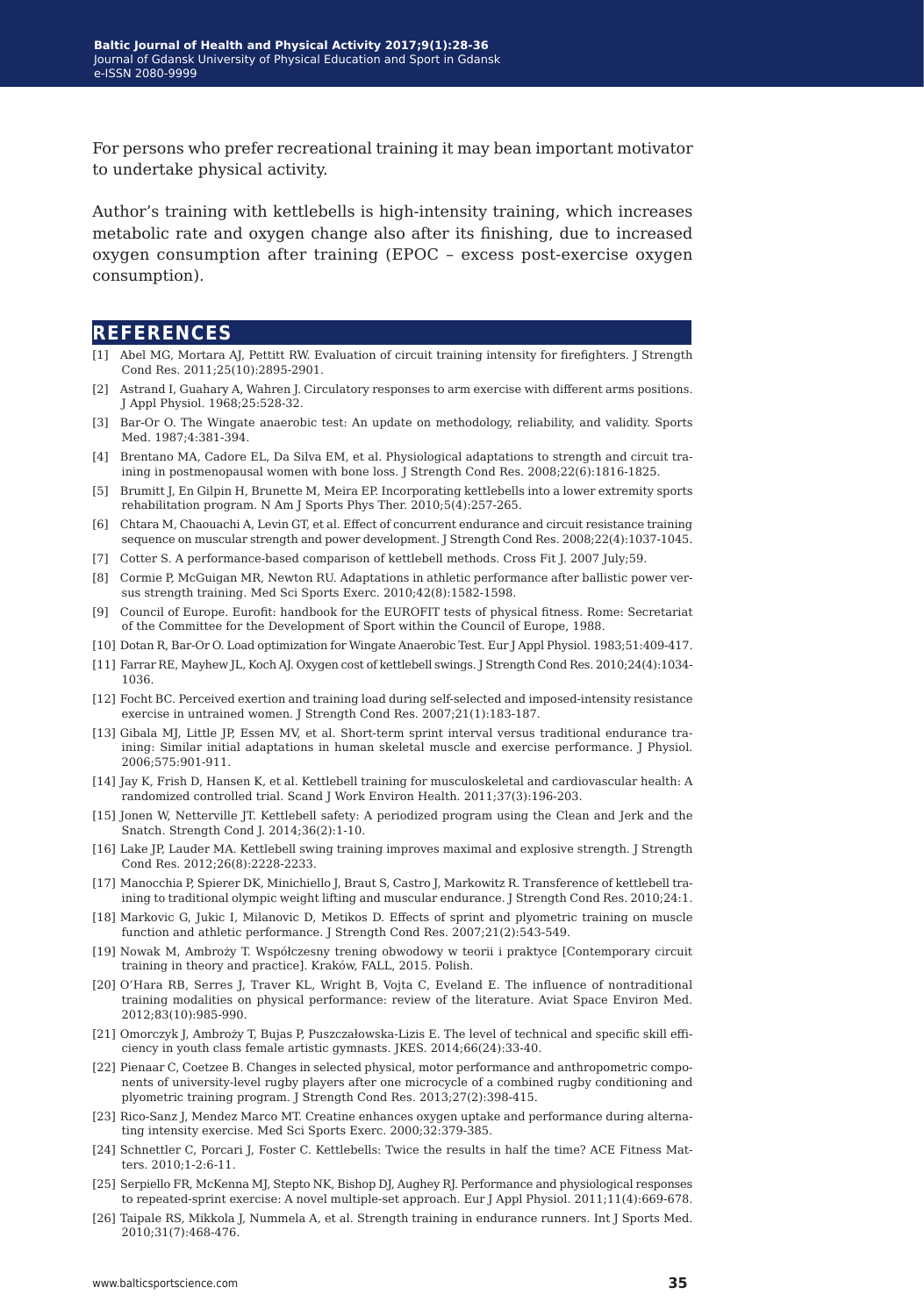For persons who prefer recreational training it may bean important motivator to undertake physical activity.

Author's training with kettlebells is high-intensity training, which increases metabolic rate and oxygen change also after its finishing, due to increased oxygen consumption after training (EPOC – excess post-exercise oxygen consumption).

## REFERENCES

[1] Abel MG, Mortara AJ, Pettitt RW. Evaluation of circuit training intensity for firefighters. J Strength Cond Res. 2011;25(10):2895-2901.

[2] Astrand I, Guahary A, Wahren J. Circulatory responses to arm exercise with different arms positions. J Appl Physiol. 1968;25:528-32.

[3] Bar-Or O. The Wingate anaerobic test: An update on methodology, reliability, and validity. Sports Med. 1987;4:381-394.

[4] Brentano MA, Cadore EL, Da Silva EM, et al. Physiological adaptations to strength and circuit training in postmenopausal women with bone loss. J Strength Cond Res. 2008;22(6):1816-1825.

[5] Brumitt J, En Gilpin H, Brunette M, Meira EP. Incorporating kettlebells into a lower extremity sports rehabilitation program. N Am J Sports Phys Ther. 2010;5(4):257-265.

[6] Chtara M, Chaouachi A, Levin GT, et al. Effect of concurrent endurance and circuit resistance training sequence on muscular strength and power development. J Strength Cond Res. 2008;22(4):1037-1045.

[7] Cotter S. A performance-based comparison of kettlebell methods. Cross Fit J. 2007 July;59.

[8] Cormie P, McGuigan MR, Newton RU. Adaptations in athletic performance after ballistic power versus strength training. Med Sci Sports Exerc. 2010;42(8):1582-1598.

[9] Council of Europe. Eurofit: handbook for the EUROFIT tests of physical fitness. Rome: Secretariat of the Committee for the Development of Sport within the Council of Europe, 1988.

[10] Dotan R, Bar-Or O. Load optimization for Wingate Anaerobic Test. Eur J Appl Physiol. 1983;51:409-417.

[11] Farrar RE, Mayhew JL, Koch AJ. Oxygen cost of kettlebell swings. J Strength Cond Res. 2010;24(4):1034-1036.

[12] Focht BC. Perceived exertion and training load during self-selected and imposed-intensity resistance exercise in untrained women. J Strength Cond Res. 2007;21(1):183-187.

[13] Gibala MJ, Little JP, Essen MV, et al. Short-term sprint interval versus traditional endurance training: Similar initial adaptations in human skeletal muscle and exercise performance. J Physiol. 2006;575:901-911.

[14] Jay K, Frish D, Hansen K, et al. Kettlebell training for musculoskeletal and cardiovascular health: A randomized controlled trial. Scand J Work Environ Health. 2011;37(3):196-203.

[15] Jonen W, Netterville JT. Kettlebell safety: A periodized program using the Clean and Jerk and the Snatch. Strength Cond J. 2014;36(2):1-10.

[16] Lake JP, Lauder MA. Kettlebell swing training improves maximal and explosive strength. J Strength Cond Res. 2012;26(8):2228-2233.

[17] Manocchia P, Spierer DK, Minichiello J, Braut S, Castro J, Markowitz R. Transference of kettlebell training to traditional olympic weight lifting and muscular endurance. J Strength Cond Res. 2010;24:1.

[18] Markovic G, Jukic I, Milanovic D, Metikos D. Effects of sprint and plyometric training on muscle function and athletic performance. J Strength Cond Res. 2007;21(2):543-549.

[19] Nowak M, Ambroży T. Współczesny trening obwodowy w teorii i praktyce [Contemporary circuit training in theory and practice]. Kraków, FALL, 2015. Polish.

[20] O'Hara RB, Serres J, Traver KL, Wright B, Vojta C, Eveland E. The influence of nontraditional training modalities on physical performance: review of the literature. Aviat Space Environ Med. 2012;83(10):985-990.

[21] Omorczyk J, Ambroży T, Bujas P, Puszczałowska-Lizis E. The level of technical and specific skill efficiency in youth class female artistic gymnasts. JKES. 2014;66(24):33-40.

[22] Pienaar C, Coetzee B. Changes in selected physical, motor performance and anthropometric components of university-level rugby players after one microcycle of a combined rugby conditioning and plyometric training program. J Strength Cond Res. 2013;27(2):398-415.

[23] Rico-Sanz J, Mendez Marco MT. Creatine enhances oxygen uptake and performance during alternating intensity exercise. Med Sci Sports Exerc. 2000;32:379-385.

[24] Schnettler C, Porcari J, Foster C. Kettlebells: Twice the results in half the time? ACE Fitness Matters. 2010;1-2:6-11.

[25] Serpiello FR, McKenna MJ, Stepto NK, Bishop DJ, Aughey RJ. Performance and physiological responses to repeated-sprint exercise: A novel multiple-set approach. Eur J Appl Physiol. 2011;11(4):669-678.

[26] Taipale RS, Mikkola J, Nummela A, et al. Strength training in endurance runners. Int J Sports Med. 2010;31(7):468-476.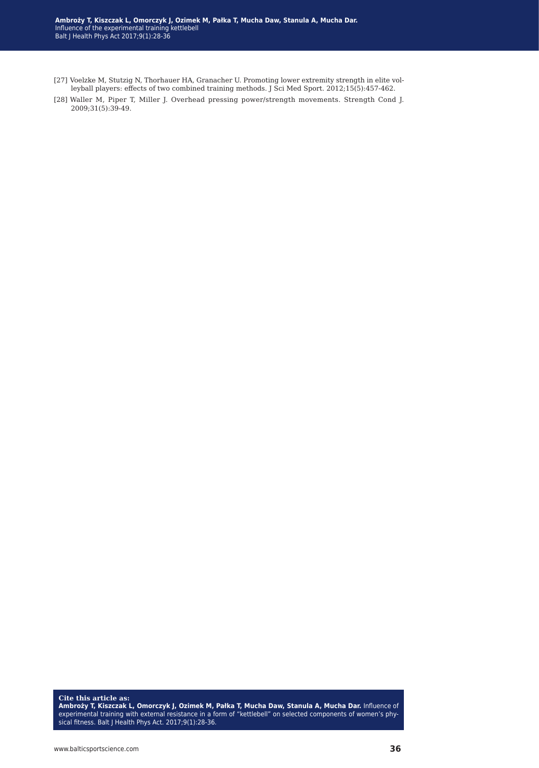[27] Voelzke M, Stutzig N, Thorhauer HA, Granacher U. Promoting lower extremity strength in elite volleyball players: effects of two combined training methods. J Sci Med Sport. 2012;15(5):457-462.

[28] Waller M, Piper T, Miller J. Overhead pressing power/strength movements. Strength Cond J. 2009;31(5):39-49.

**Cite this article as:**
**Ambroży T, Kiszczak L, Omorczyk J, Ozimek M, Pałka T, Mucha Daw, Stanula A, Mucha Dar.** Influence of experimental training with external resistance in a form of "kettlebell" on selected components of women's physical fitness. Balt J Health Phys Act. 2017;9(1):28-36.